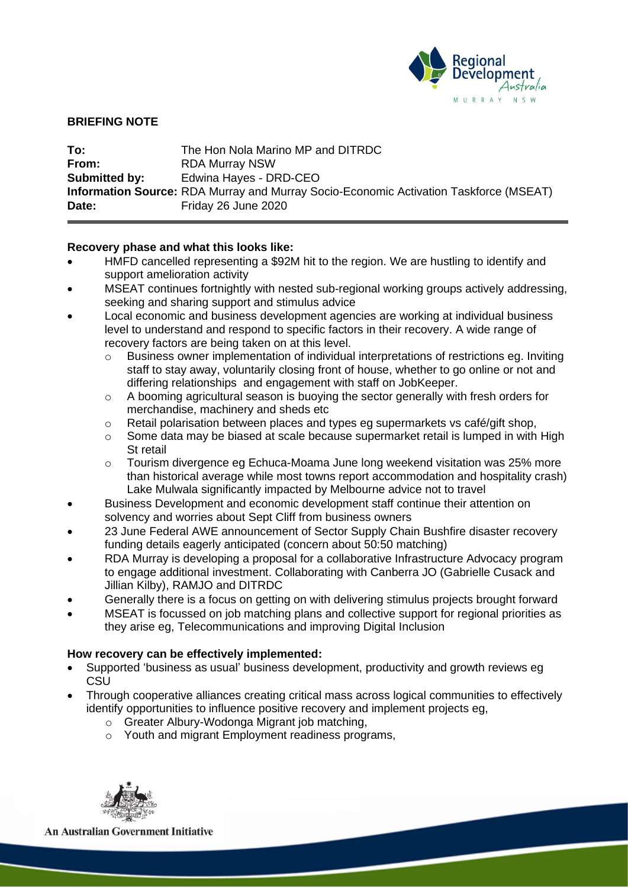**BRIEFING NOTE**

**To:** The Hon Nola Marino MP and DITRDC
**From:** RDA Murray NSW
**Submitted by:** Edwina Hayes - DRD-CEO
**Information Source:** RDA Murray and Murray Socio-Economic Activation Taskforce (MSEAT)
**Date:** Friday 26 June 2020

**Recovery phase and what this looks like:**

- HMFD cancelled representing a $92M hit to the region. We are hustling to identify and support amelioration activity
- MSEAT continues fortnightly with nested sub-regional working groups actively addressing, seeking and sharing support and stimulus advice
- Local economic and business development agencies are working at individual business level to understand and respond to specific factors in their recovery. A wide range of recovery factors are being taken on at this level.
  - Business owner implementation of individual interpretations of restrictions eg. Inviting staff to stay away, voluntarily closing front of house, whether to go online or not and differing relationships and engagement with staff on JobKeeper.
  - A booming agricultural season is buoying the sector generally with fresh orders for merchandise, machinery and sheds etc
  - Retail polarisation between places and types eg supermarkets vs café/gift shop,
  - Some data may be biased at scale because supermarket retail is lumped in with High St retail
  - Tourism divergence eg Echuca-Moama June long weekend visitation was 25% more than historical average while most towns report accommodation and hospitality crash) Lake Mulwala significantly impacted by Melbourne advice not to travel
- Business Development and economic development staff continue their attention on solvency and worries about Sept Cliff from business owners
- 23 June Federal AWE announcement of Sector Supply Chain Bushfire disaster recovery funding details eagerly anticipated (concern about 50:50 matching)
- RDA Murray is developing a proposal for a collaborative Infrastructure Advocacy program to engage additional investment. Collaborating with Canberra JO (Gabrielle Cusack and Jillian Kilby), RAMJO and DITRDC
- Generally there is a focus on getting on with delivering stimulus projects brought forward
- MSEAT is focussed on job matching plans and collective support for regional priorities as they arise eg, Telecommunications and improving Digital Inclusion

**How recovery can be effectively implemented:**

- Supported 'business as usual' business development, productivity and growth reviews eg CSU
- Through cooperative alliances creating critical mass across logical communities to effectively identify opportunities to influence positive recovery and implement projects eg,
  - Greater Albury-Wodonga Migrant job matching,
  - Youth and migrant Employment readiness programs,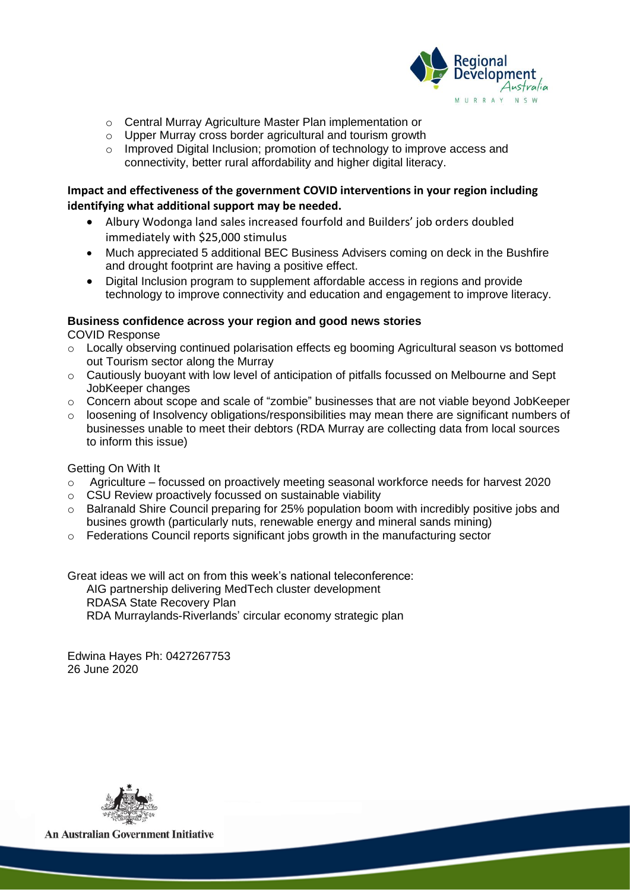- Central Murray Agriculture Master Plan implementation or
- Upper Murray cross border agricultural and tourism growth
- Improved Digital Inclusion; promotion of technology to improve access and connectivity, better rural affordability and higher digital literacy.

**Impact and effectiveness of the government COVID interventions in your region including identifying what additional support may be needed.**

- Albury Wodonga land sales increased fourfold and Builders' job orders doubled immediately with $25,000 stimulus
- Much appreciated 5 additional BEC Business Advisers coming on deck in the Bushfire and drought footprint are having a positive effect.
- Digital Inclusion program to supplement affordable access in regions and provide technology to improve connectivity and education and engagement to improve literacy.

**Business confidence across your region and good news stories**

COVID Response

- Locally observing continued polarisation effects eg booming Agricultural season vs bottomed out Tourism sector along the Murray
- Cautiously buoyant with low level of anticipation of pitfalls focussed on Melbourne and Sept JobKeeper changes
- Concern about scope and scale of "zombie" businesses that are not viable beyond JobKeeper
- loosening of Insolvency obligations/responsibilities may mean there are significant numbers of businesses unable to meet their debtors (RDA Murray are collecting data from local sources to inform this issue)

Getting On With It

- Agriculture – focussed on proactively meeting seasonal workforce needs for harvest 2020
- CSU Review proactively focussed on sustainable viability
- Balranald Shire Council preparing for 25% population boom with incredibly positive jobs and busines growth (particularly nuts, renewable energy and mineral sands mining)
- Federations Council reports significant jobs growth in the manufacturing sector

Great ideas we will act on from this week's national teleconference:

AIG partnership delivering MedTech cluster development
RDASA State Recovery Plan
RDA Murraylands-Riverlands' circular economy strategic plan

Edwina Hayes Ph: 0427267753
26 June 2020